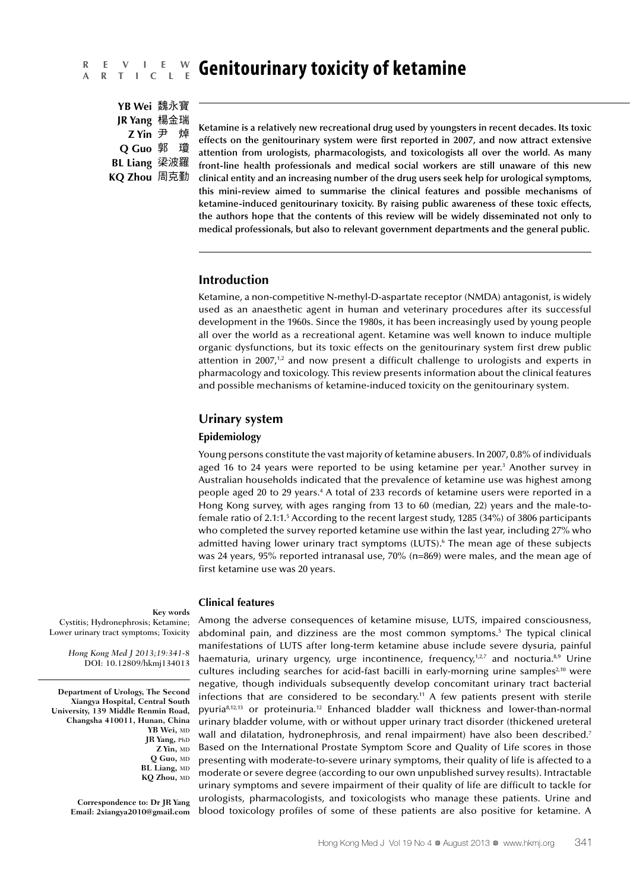REVIEW ARTICLE

# Genitourinary toxicity of ketamine

**YB Wei** 魏永寶
**JR Yang** 楊金瑞
**Z Yin** 尹 焯
**Q Guo** 郭 瓊
**BL Liang** 梁波羅
**KQ Zhou** 周克勤

**Ketamine is a relatively new recreational drug used by youngsters in recent decades. Its toxic effects on the genitourinary system were first reported in 2007, and now attract extensive attention from urologists, pharmacologists, and toxicologists all over the world. As many front-line health professionals and medical social workers are still unaware of this new clinical entity and an increasing number of the drug users seek help for urological symptoms, this mini-review aimed to summarise the clinical features and possible mechanisms of ketamine-induced genitourinary toxicity. By raising public awareness of these toxic effects, the authors hope that the contents of this review will be widely disseminated not only to medical professionals, but also to relevant government departments and the general public.**

## Introduction

Ketamine, a non-competitive N-methyl-D-aspartate receptor (NMDA) antagonist, is widely used as an anaesthetic agent in human and veterinary procedures after its successful development in the 1960s. Since the 1980s, it has been increasingly used by young people all over the world as a recreational agent. Ketamine was well known to induce multiple organic dysfunctions, but its toxic effects on the genitourinary system first drew public attention in 2007,[1,2] and now present a difficult challenge to urologists and experts in pharmacology and toxicology. This review presents information about the clinical features and possible mechanisms of ketamine-induced toxicity on the genitourinary system.

## Urinary system

### Epidemiology

Young persons constitute the vast majority of ketamine abusers. In 2007, 0.8% of individuals aged 16 to 24 years were reported to be using ketamine per year.[3] Another survey in Australian households indicated that the prevalence of ketamine use was highest among people aged 20 to 29 years.[4] A total of 233 records of ketamine users were reported in a Hong Kong survey, with ages ranging from 13 to 60 (median, 22) years and the male-to-female ratio of 2.1:1.[5] According to the recent largest study, 1285 (34%) of 3806 participants who completed the survey reported ketamine use within the last year, including 27% who admitted having lower urinary tract symptoms (LUTS).[6] The mean age of these subjects was 24 years, 95% reported intranasal use, 70% (n=869) were males, and the mean age of first ketamine use was 20 years.

### Clinical features

Among the adverse consequences of ketamine misuse, LUTS, impaired consciousness, abdominal pain, and dizziness are the most common symptoms.[5] The typical clinical manifestations of LUTS after long-term ketamine abuse include severe dysuria, painful haematuria, urinary urgency, urge incontinence, frequency,[1,2,7] and nocturia.[8,9] Urine cultures including searches for acid-fast bacilli in early-morning urine samples[2,10] were negative, though individuals subsequently develop concomitant urinary tract bacterial infections that are considered to be secondary.[11] A few patients present with sterile pyuria[8,12,13] or proteinuria.[12] Enhanced bladder wall thickness and lower-than-normal urinary bladder volume, with or without upper urinary tract disorder (thickened ureteral wall and dilatation, hydronephrosis, and renal impairment) have also been described.[7] Based on the International Prostate Symptom Score and Quality of Life scores in those presenting with moderate-to-severe urinary symptoms, their quality of life is affected to a moderate or severe degree (according to our own unpublished survey results). Intractable urinary symptoms and severe impairment of their quality of life are difficult to tackle for urologists, pharmacologists, and toxicologists who manage these patients. Urine and blood toxicology profiles of some of these patients are also positive for ketamine. A

**Key words**
Cystitis; Hydronephrosis; Ketamine; Lower urinary tract symptoms; Toxicity

*Hong Kong Med J 2013;19:341-8*
DOI: 10.12809/hkmj134013

**Department of Urology, The Second Xiangya Hospital, Central South University, 139 Middle Renmin Road, Changsha 410011, Hunan, China**
**YB Wei,** MD
**JR Yang,** PhD
**Z Yin,** MD
**Q Guo,** MD
**BL Liang,** MD
**KQ Zhou,** MD

**Correspondence to: Dr JR Yang**
**Email: 2xiangya2010@gmail.com**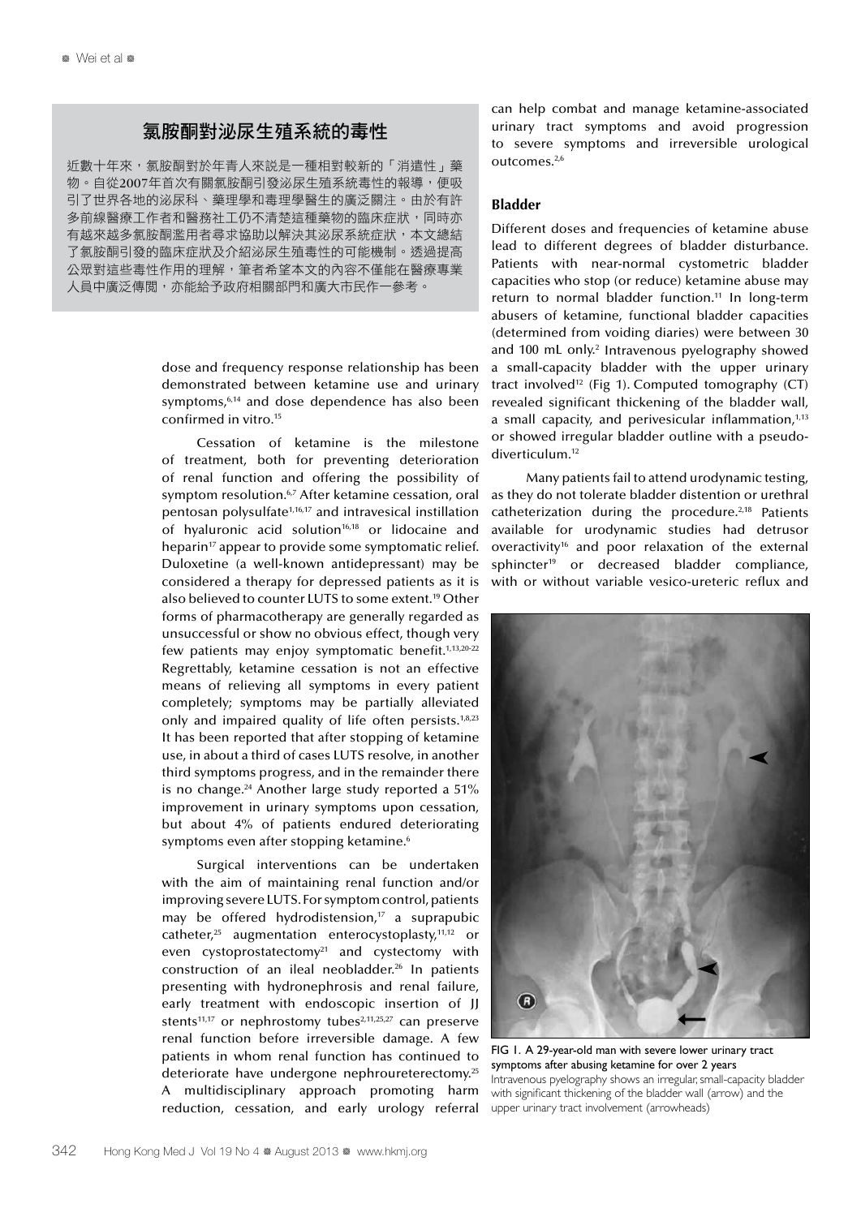## 氯胺酮對泌尿生殖系統的毒性

近數十年來，氯胺酮對於年青人來說是一種相對較新的「消遣性」藥物。自從2007年首次有關氯胺酮引發泌尿生殖系統毒性的報導，便吸引了世界各地的泌尿科、藥理學和毒理學醫生的廣泛關注。由於有許多前線醫療工作者和醫務社工仍不清楚這種藥物的臨床症狀，同時亦有越來越多氯胺酮濫用者尋求協助以解決其泌尿系統症狀，本文總結了氯胺酮引發的臨床症狀及介紹泌尿生殖毒性的可能機制。透過提高公眾對這些毒性作用的理解，筆者希望本文的內容不僅能在醫療專業人員中廣泛傳閱，亦能給予政府相關部門和廣大市民作一參考。

dose and frequency response relationship has been demonstrated between ketamine use and urinary symptoms,[6,14] and dose dependence has also been confirmed in vitro.[15]

Cessation of ketamine is the milestone of treatment, both for preventing deterioration of renal function and offering the possibility of symptom resolution.[6,7] After ketamine cessation, oral pentosan polysulfate[1,16,17] and intravesical instillation of hyaluronic acid solution[16,18] or lidocaine and heparin[17] appear to provide some symptomatic relief. Duloxetine (a well-known antidepressant) may be considered a therapy for depressed patients as it is also believed to counter LUTS to some extent.[19] Other forms of pharmacotherapy are generally regarded as unsuccessful or show no obvious effect, though very few patients may enjoy symptomatic benefit.[1,13,20-22] Regrettably, ketamine cessation is not an effective means of relieving all symptoms in every patient completely; symptoms may be partially alleviated only and impaired quality of life often persists.[1,8,23] It has been reported that after stopping of ketamine use, in about a third of cases LUTS resolve, in another third symptoms progress, and in the remainder there is no change.[24] Another large study reported a 51% improvement in urinary symptoms upon cessation, but about 4% of patients endured deteriorating symptoms even after stopping ketamine.[6]

Surgical interventions can be undertaken with the aim of maintaining renal function and/or improving severe LUTS. For symptom control, patients may be offered hydrodistension,[17] a suprapubic catheter,[25] augmentation enterocystoplasty,[11,12] or even cystoprostatectomy[21] and cystectomy with construction of an ileal neobladder.[26] In patients presenting with hydronephrosis and renal failure, early treatment with endoscopic insertion of JJ stents[11,17] or nephrostomy tubes[2,11,25,27] can preserve renal function before irreversible damage. A few patients in whom renal function has continued to deteriorate have undergone nephroureterectomy.[25] A multidisciplinary approach promoting harm reduction, cessation, and early urology referral can help combat and manage ketamine-associated urinary tract symptoms and avoid progression to severe symptoms and irreversible urological outcomes.[2,6]

### Bladder

Different doses and frequencies of ketamine abuse lead to different degrees of bladder disturbance. Patients with near-normal cystometric bladder capacities who stop (or reduce) ketamine abuse may return to normal bladder function.[11] In long-term abusers of ketamine, functional bladder capacities (determined from voiding diaries) were between 30 and 100 mL only.[2] Intravenous pyelography showed a small-capacity bladder with the upper urinary tract involved[12] (Fig 1). Computed tomography (CT) revealed significant thickening of the bladder wall, a small capacity, and perivesicular inflammation,[1,13] or showed irregular bladder outline with a pseudo-diverticulum.[12]

Many patients fail to attend urodynamic testing, as they do not tolerate bladder distention or urethral catheterization during the procedure.[2,18] Patients available for urodynamic studies had detrusor overactivity[16] and poor relaxation of the external sphincter[19] or decreased bladder compliance, with or without variable vesico-ureteric reflux and

FIG 1. A 29-year-old man with severe lower urinary tract symptoms after abusing ketamine for over 2 years
Intravenous pyelography shows an irregular, small-capacity bladder with significant thickening of the bladder wall (arrow) and the upper urinary tract involvement (arrowheads)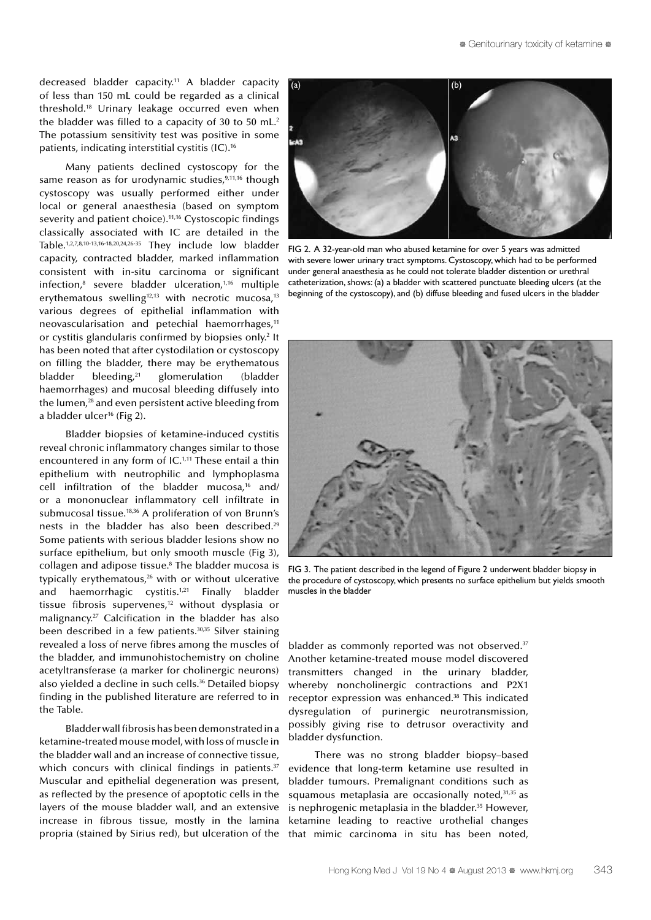decreased bladder capacity.[11] A bladder capacity of less than 150 mL could be regarded as a clinical threshold.[18] Urinary leakage occurred even when the bladder was filled to a capacity of 30 to 50 mL.[2] The potassium sensitivity test was positive in some patients, indicating interstitial cystitis (IC).[16]

Many patients declined cystoscopy for the same reason as for urodynamic studies,[9,11,16] though cystoscopy was usually performed either under local or general anaesthesia (based on symptom severity and patient choice).[11,16] Cystoscopic findings classically associated with IC are detailed in the Table.[1,2,7,8,10-13,16-18,20,24,26-35] They include low bladder capacity, contracted bladder, marked inflammation consistent with in-situ carcinoma or significant infection,[8] severe bladder ulceration,[1,16] multiple erythematous swelling[12,13] with necrotic mucosa,[13] various degrees of epithelial inflammation with neovascularisation and petechial haemorrhages,[11] or cystitis glandularis confirmed by biopsies only.[2] It has been noted that after cystodilation or cystoscopy on filling the bladder, there may be erythematous bladder bleeding,[21] glomerulation (bladder haemorrhages) and mucosal bleeding diffusely into the lumen,[28] and even persistent active bleeding from a bladder ulcer[16] (Fig 2).

Bladder biopsies of ketamine-induced cystitis reveal chronic inflammatory changes similar to those encountered in any form of IC.[1,11] These entail a thin epithelium with neutrophilic and lymphoplasma cell infiltration of the bladder mucosa,[16] and/or a mononuclear inflammatory cell infiltrate in submucosal tissue.[18,36] A proliferation of von Brunn's nests in the bladder has also been described.[29] Some patients with serious bladder lesions show no surface epithelium, but only smooth muscle (Fig 3), collagen and adipose tissue.[8] The bladder mucosa is typically erythematous,[26] with or without ulcerative and haemorrhagic cystitis.[1,21] Finally bladder tissue fibrosis supervenes,[12] without dysplasia or malignancy.[27] Calcification in the bladder has also been described in a few patients.[30,35] Silver staining revealed a loss of nerve fibres among the muscles of the bladder, and immunohistochemistry on choline acetyltransferase (a marker for cholinergic neurons) also yielded a decline in such cells.[36] Detailed biopsy finding in the published literature are referred to in the Table.

Bladder wall fibrosis has been demonstrated in a ketamine-treated mouse model, with loss of muscle in the bladder wall and an increase of connective tissue, which concurs with clinical findings in patients.[37] Muscular and epithelial degeneration was present, as reflected by the presence of apoptotic cells in the layers of the mouse bladder wall, and an extensive increase in fibrous tissue, mostly in the lamina propria (stained by Sirius red), but ulceration of the bladder as commonly reported was not observed.[37] Another ketamine-treated mouse model discovered transmitters changed in the urinary bladder, whereby noncholinergic contractions and P2X1 receptor expression was enhanced.[38] This indicated dysregulation of purinergic neurotransmission, possibly giving rise to detrusor overactivity and bladder dysfunction.

FIG 2. A 32-year-old man who abused ketamine for over 5 years was admitted with severe lower urinary tract symptoms. Cystoscopy, which had to be performed under general anaesthesia as he could not tolerate bladder distention or urethral catheterization, shows: (a) a bladder with scattered punctuate bleeding ulcers (at the beginning of the cystoscopy), and (b) diffuse bleeding and fused ulcers in the bladder

FIG 3. The patient described in the legend of Figure 2 underwent bladder biopsy in the procedure of cystoscopy, which presents no surface epithelium but yields smooth muscles in the bladder

There was no strong bladder biopsy–based evidence that long-term ketamine use resulted in bladder tumours. Premalignant conditions such as squamous metaplasia are occasionally noted,[31,35] as is nephrogenic metaplasia in the bladder.[35] However, ketamine leading to reactive urothelial changes that mimic carcinoma in situ has been noted,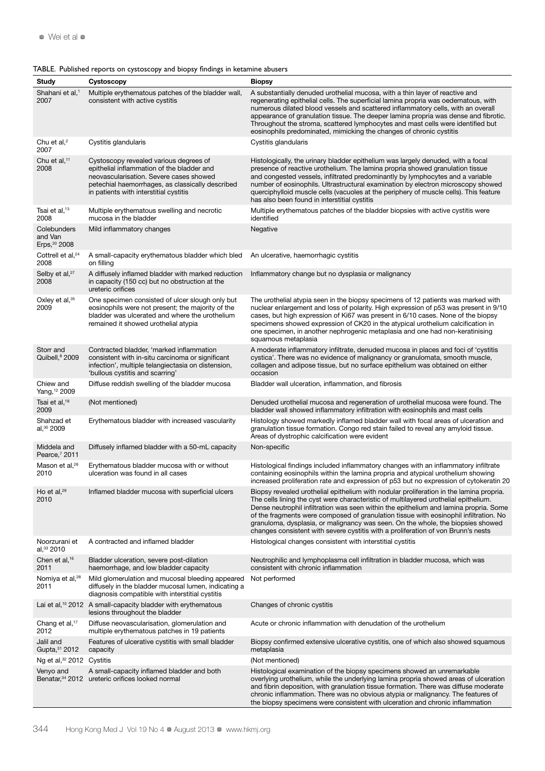TABLE. Published reports on cystoscopy and biopsy findings in ketamine abusers

| Study | Cystoscopy | Biopsy |
|---|---|---|
| Shahani et al,[1] 2007 | Multiple erythematous patches of the bladder wall, consistent with active cystitis | A substantially denuded urothelial mucosa, with a thin layer of reactive and regenerating epithelial cells. The superficial lamina propria was oedematous, with numerous dilated blood vessels and scattered inflammatory cells, with an overall appearance of granulation tissue. The deeper lamina propria was dense and fibrotic. Throughout the stroma, scattered lymphocytes and mast cells were identified but eosinophils predominated, mimicking the changes of chronic cystitis |
| Chu et al,[2] 2007 | Cystitis glandularis | Cystitis glandularis |
| Chu et al,[11] 2008 | Cystoscopy revealed various degrees of epithelial inflammation of the bladder and neovascularisation. Severe cases showed petechial haemorrhages, as classically described in patients with interstitial cystitis | Histologically, the urinary bladder epithelium was largely denuded, with a focal presence of reactive urothelium. The lamina propria showed granulation tissue and congested vessels, infiltrated predominantly by lymphocytes and a variable number of eosinophils. Ultrastructural examination by electron microscopy showed querciphylloid muscle cells (vacuoles at the periphery of muscle cells). This feature has also been found in interstitial cystitis |
| Tsai et al,[13] 2008 | Multiple erythematous swelling and necrotic mucosa in the bladder | Multiple erythematous patches of the bladder biopsies with active cystitis were identified |
| Colebunders and Van Erps,[20] 2008 | Mild inflammatory changes | Negative |
| Cottrell et al,[24] 2008 | A small-capacity erythematous bladder which bled on filling | An ulcerative, haemorrhagic cystitis |
| Selby et al,[27] 2008 | A diffusely inflamed bladder with marked reduction in capacity (150 cc) but no obstruction at the ureteric orifices | Inflammatory change but no dysplasia or malignancy |
| Oxley et al,[35] 2009 | One specimen consisted of ulcer slough only but eosinophils were not present; the majority of the bladder was ulcerated and where the urothelium remained it showed urothelial atypia | The urothelial atypia seen in the biopsy specimens of 12 patients was marked with nuclear enlargement and loss of polarity. High expression of p53 was present in 9/10 cases, but high expression of Ki67 was present in 6/10 cases. None of the biopsy specimens showed expression of CK20 in the atypical urothelium calcification in one specimen, in another nephrogenic metaplasia and one had non-keratinising squamous metaplasia |
| Storr and Quibell,[8] 2009 | Contracted bladder, 'marked inflammation consistent with in-situ carcinoma or significant infection', multiple telangiectasia on distension, 'bullous cystitis and scarring' | A moderate inflammatory infiltrate, denuded mucosa in places and foci of 'cystitis cystica'. There was no evidence of malignancy or granulomata, smooth muscle, collagen and adipose tissue, but no surface epithelium was obtained on either occasion |
| Chiew and Yang,[12] 2009 | Diffuse reddish swelling of the bladder mucosa | Bladder wall ulceration, inflammation, and fibrosis |
| Tsai et al,[18] 2009 | (Not mentioned) | Denuded urothelial mucosa and regeneration of urothelial mucosa were found. The bladder wall showed inflammatory infiltration with eosinophils and mast cells |
| Shahzad et al,[30] 2009 | Erythematous bladder with increased vascularity | Histology showed markedly inflamed bladder wall with focal areas of ulceration and granulation tissue formation. Congo red stain failed to reveal any amyloid tissue. Areas of dystrophic calcification were evident |
| Middela and Pearce,[7] 2011 | Diffusely inflamed bladder with a 50-mL capacity | Non-specific |
| Mason et al,[26] 2010 | Erythematous bladder mucosa with or without ulceration was found in all cases | Histological findings included inflammatory changes with an inflammatory infiltrate containing eosinophils within the lamina propria and atypical urothelium showing increased proliferation rate and expression of p53 but no expression of cytokeratin 20 |
| Ho et al,[29] 2010 | Inflamed bladder mucosa with superficial ulcers | Biopsy revealed urothelial epithelium with nodular proliferation in the lamina propria. The cells lining the cyst were characteristic of multilayered urothelial epithelium. Dense neutrophil infiltration was seen within the epithelium and lamina propria. Some of the fragments were composed of granulation tissue with eosinophil infiltration. No granuloma, dysplasia, or malignancy was seen. On the whole, the biopsies showed changes consistent with severe cystitis with a proliferation of von Brunn's nests |
| Noorzurani et al,[33] 2010 | A contracted and inflamed bladder | Histological changes consistent with interstitial cystitis |
| Chen et al,[16] 2011 | Bladder ulceration, severe post-dilation haemorrhage, and low bladder capacity | Neutrophilic and lymphoplasma cell infiltration in bladder mucosa, which was consistent with chronic inflammation |
| Nomiya et al,[28] 2011 | Mild glomerulation and mucosal bleeding appeared diffusely in the bladder mucosal lumen, indicating a diagnosis compatible with interstitial cystitis | Not performed |
| Lai et al,[10] 2012 | A small-capacity bladder with erythematous lesions throughout the bladder | Changes of chronic cystitis |
| Chang et al,[17] 2012 | Diffuse neovascularisation, glomerulation and multiple erythematous patches in 19 patients | Acute or chronic inflammation with denudation of the urothelium |
| Jalil and Gupta,[31] 2012 | Features of ulcerative cystitis with small bladder capacity | Biopsy confirmed extensive ulcerative cystitis, one of which also showed squamous metaplasia |
| Ng et al,[32] 2012 | Cystitis | (Not mentioned) |
| Venyo and Benatar,[34] 2012 | A small-capacity inflamed bladder and both ureteric orifices looked normal | Histological examination of the biopsy specimens showed an unremarkable overlying urothelium, while the underlying lamina propria showed areas of ulceration and fibrin deposition, with granulation tissue formation. There was diffuse moderate chronic inflammation. There was no obvious atypia or malignancy. The features of the biopsy specimens were consistent with ulceration and chronic inflammation |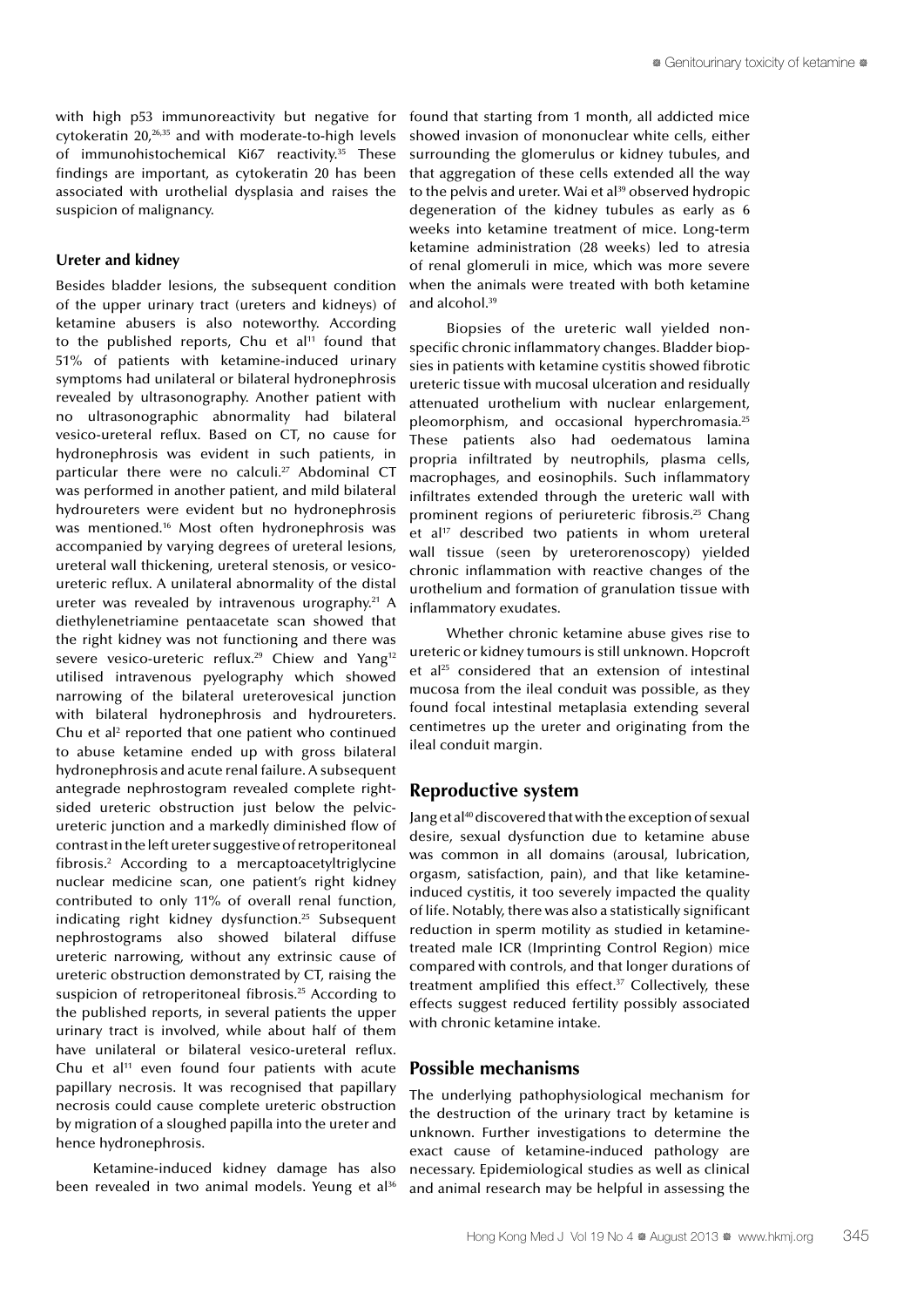with high p53 immunoreactivity but negative for cytokeratin 20,[26,35] and with moderate-to-high levels of immunohistochemical Ki67 reactivity.[35] These findings are important, as cytokeratin 20 has been associated with urothelial dysplasia and raises the suspicion of malignancy.

### Ureter and kidney

Besides bladder lesions, the subsequent condition of the upper urinary tract (ureters and kidneys) of ketamine abusers is also noteworthy. According to the published reports, Chu et al[11] found that 51% of patients with ketamine-induced urinary symptoms had unilateral or bilateral hydronephrosis revealed by ultrasonography. Another patient with no ultrasonographic abnormality had bilateral vesico-ureteral reflux. Based on CT, no cause for hydronephrosis was evident in such patients, in particular there were no calculi.[27] Abdominal CT was performed in another patient, and mild bilateral hydroureters were evident but no hydronephrosis was mentioned.[16] Most often hydronephrosis was accompanied by varying degrees of ureteral lesions, ureteral wall thickening, ureteral stenosis, or vesico-ureteric reflux. A unilateral abnormality of the distal ureter was revealed by intravenous urography.[21] A diethylenetriamine pentaacetate scan showed that the right kidney was not functioning and there was severe vesico-ureteric reflux.[29] Chiew and Yang[12] utilised intravenous pyelography which showed narrowing of the bilateral ureterovesical junction with bilateral hydronephrosis and hydroureters. Chu et al[2] reported that one patient who continued to abuse ketamine ended up with gross bilateral hydronephrosis and acute renal failure. A subsequent antegrade nephrostogram revealed complete right-sided ureteric obstruction just below the pelvic-ureteric junction and a markedly diminished flow of contrast in the left ureter suggestive of retroperitoneal fibrosis.[2] According to a mercaptoacetyltriglycine nuclear medicine scan, one patient's right kidney contributed to only 11% of overall renal function, indicating right kidney dysfunction.[25] Subsequent nephrostograms also showed bilateral diffuse ureteric narrowing, without any extrinsic cause of ureteric obstruction demonstrated by CT, raising the suspicion of retroperitoneal fibrosis.[25] According to the published reports, in several patients the upper urinary tract is involved, while about half of them have unilateral or bilateral vesico-ureteral reflux. Chu et al[11] even found four patients with acute papillary necrosis. It was recognised that papillary necrosis could cause complete ureteric obstruction by migration of a sloughed papilla into the ureter and hence hydronephrosis.

Ketamine-induced kidney damage has also been revealed in two animal models. Yeung et al[36] found that starting from 1 month, all addicted mice showed invasion of mononuclear white cells, either surrounding the glomerulus or kidney tubules, and that aggregation of these cells extended all the way to the pelvis and ureter. Wai et al[39] observed hydropic degeneration of the kidney tubules as early as 6 weeks into ketamine treatment of mice. Long-term ketamine administration (28 weeks) led to atresia of renal glomeruli in mice, which was more severe when the animals were treated with both ketamine and alcohol.[39]

Biopsies of the ureteric wall yielded non-specific chronic inflammatory changes. Bladder biopsies in patients with ketamine cystitis showed fibrotic ureteric tissue with mucosal ulceration and residually attenuated urothelium with nuclear enlargement, pleomorphism, and occasional hyperchromasia.[25] These patients also had oedematous lamina propria infiltrated by neutrophils, plasma cells, macrophages, and eosinophils. Such inflammatory infiltrates extended through the ureteric wall with prominent regions of periureteric fibrosis.[25] Chang et al[17] described two patients in whom ureteral wall tissue (seen by ureterorenoscopy) yielded chronic inflammation with reactive changes of the urothelium and formation of granulation tissue with inflammatory exudates.

Whether chronic ketamine abuse gives rise to ureteric or kidney tumours is still unknown. Hopcroft et al[25] considered that an extension of intestinal mucosa from the ileal conduit was possible, as they found focal intestinal metaplasia extending several centimetres up the ureter and originating from the ileal conduit margin.

## Reproductive system

Jang et al[40] discovered that with the exception of sexual desire, sexual dysfunction due to ketamine abuse was common in all domains (arousal, lubrication, orgasm, satisfaction, pain), and that like ketamine-induced cystitis, it too severely impacted the quality of life. Notably, there was also a statistically significant reduction in sperm motility as studied in ketamine-treated male ICR (Imprinting Control Region) mice compared with controls, and that longer durations of treatment amplified this effect.[37] Collectively, these effects suggest reduced fertility possibly associated with chronic ketamine intake.

## Possible mechanisms

The underlying pathophysiological mechanism for the destruction of the urinary tract by ketamine is unknown. Further investigations to determine the exact cause of ketamine-induced pathology are necessary. Epidemiological studies as well as clinical and animal research may be helpful in assessing the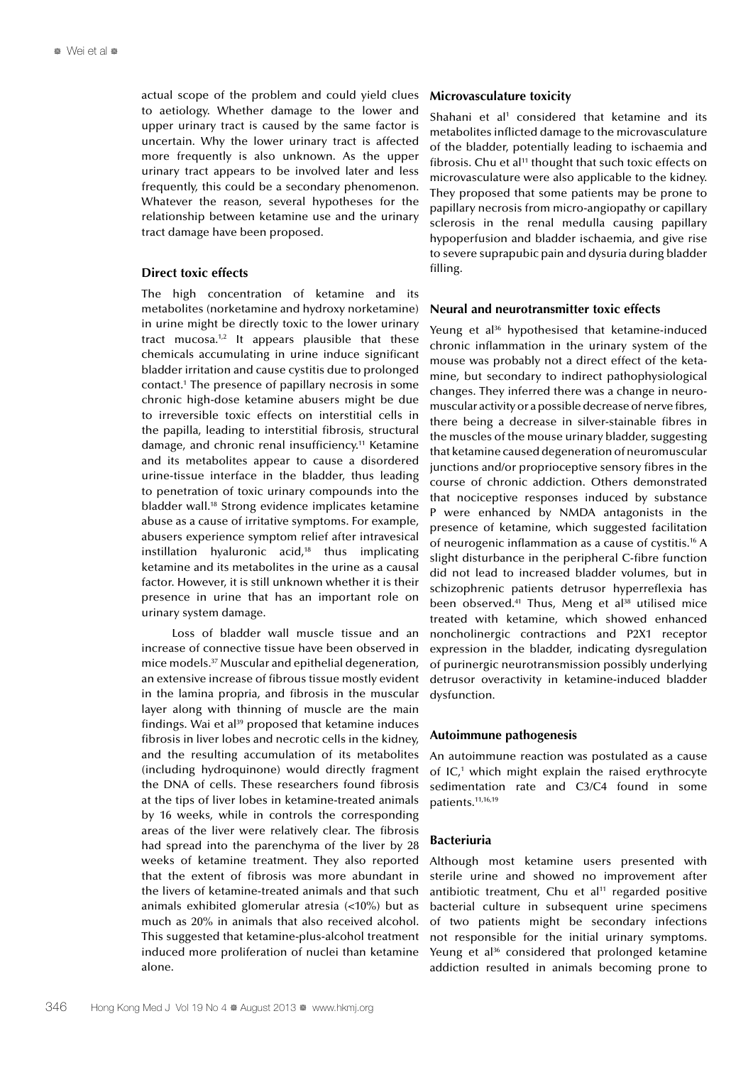actual scope of the problem and could yield clues to aetiology. Whether damage to the lower and upper urinary tract is caused by the same factor is uncertain. Why the lower urinary tract is affected more frequently is also unknown. As the upper urinary tract appears to be involved later and less frequently, this could be a secondary phenomenon. Whatever the reason, several hypotheses for the relationship between ketamine use and the urinary tract damage have been proposed.

### Direct toxic effects

The high concentration of ketamine and its metabolites (norketamine and hydroxy norketamine) in urine might be directly toxic to the lower urinary tract mucosa.[1,2] It appears plausible that these chemicals accumulating in urine induce significant bladder irritation and cause cystitis due to prolonged contact.[1] The presence of papillary necrosis in some chronic high-dose ketamine abusers might be due to irreversible toxic effects on interstitial cells in the papilla, leading to interstitial fibrosis, structural damage, and chronic renal insufficiency.[11] Ketamine and its metabolites appear to cause a disordered urine-tissue interface in the bladder, thus leading to penetration of toxic urinary compounds into the bladder wall.[18] Strong evidence implicates ketamine abuse as a cause of irritative symptoms. For example, abusers experience symptom relief after intravesical instillation hyaluronic acid,[18] thus implicating ketamine and its metabolites in the urine as a causal factor. However, it is still unknown whether it is their presence in urine that has an important role on urinary system damage.

Loss of bladder wall muscle tissue and an increase of connective tissue have been observed in mice models.[37] Muscular and epithelial degeneration, an extensive increase of fibrous tissue mostly evident in the lamina propria, and fibrosis in the muscular layer along with thinning of muscle are the main findings. Wai et al[39] proposed that ketamine induces fibrosis in liver lobes and necrotic cells in the kidney, and the resulting accumulation of its metabolites (including hydroquinone) would directly fragment the DNA of cells. These researchers found fibrosis at the tips of liver lobes in ketamine-treated animals by 16 weeks, while in controls the corresponding areas of the liver were relatively clear. The fibrosis had spread into the parenchyma of the liver by 28 weeks of ketamine treatment. They also reported that the extent of fibrosis was more abundant in the livers of ketamine-treated animals and that such animals exhibited glomerular atresia (<10%) but as much as 20% in animals that also received alcohol. This suggested that ketamine-plus-alcohol treatment induced more proliferation of nuclei than ketamine alone.

### Microvasculature toxicity

Shahani et al[1] considered that ketamine and its metabolites inflicted damage to the microvasculature of the bladder, potentially leading to ischaemia and fibrosis. Chu et al[11] thought that such toxic effects on microvasculature were also applicable to the kidney. They proposed that some patients may be prone to papillary necrosis from micro-angiopathy or capillary sclerosis in the renal medulla causing papillary hypoperfusion and bladder ischaemia, and give rise to severe suprapubic pain and dysuria during bladder filling.

### Neural and neurotransmitter toxic effects

Yeung et al[36] hypothesised that ketamine-induced chronic inflammation in the urinary system of the mouse was probably not a direct effect of the ketamine, but secondary to indirect pathophysiological changes. They inferred there was a change in neuromuscular activity or a possible decrease of nerve fibres, there being a decrease in silver-stainable fibres in the muscles of the mouse urinary bladder, suggesting that ketamine caused degeneration of neuromuscular junctions and/or proprioceptive sensory fibres in the course of chronic addiction. Others demonstrated that nociceptive responses induced by substance P were enhanced by NMDA antagonists in the presence of ketamine, which suggested facilitation of neurogenic inflammation as a cause of cystitis.[16] A slight disturbance in the peripheral C-fibre function did not lead to increased bladder volumes, but in schizophrenic patients detrusor hyperreflexia has been observed.[41] Thus, Meng et al[38] utilised mice treated with ketamine, which showed enhanced noncholinergic contractions and P2X1 receptor expression in the bladder, indicating dysregulation of purinergic neurotransmission possibly underlying detrusor overactivity in ketamine-induced bladder dysfunction.

### Autoimmune pathogenesis

An autoimmune reaction was postulated as a cause of IC,[1] which might explain the raised erythrocyte sedimentation rate and C3/C4 found in some patients.[11,16,19]

### Bacteriuria

Although most ketamine users presented with sterile urine and showed no improvement after antibiotic treatment, Chu et al[11] regarded positive bacterial culture in subsequent urine specimens of two patients might be secondary infections not responsible for the initial urinary symptoms. Yeung et al[36] considered that prolonged ketamine addiction resulted in animals becoming prone to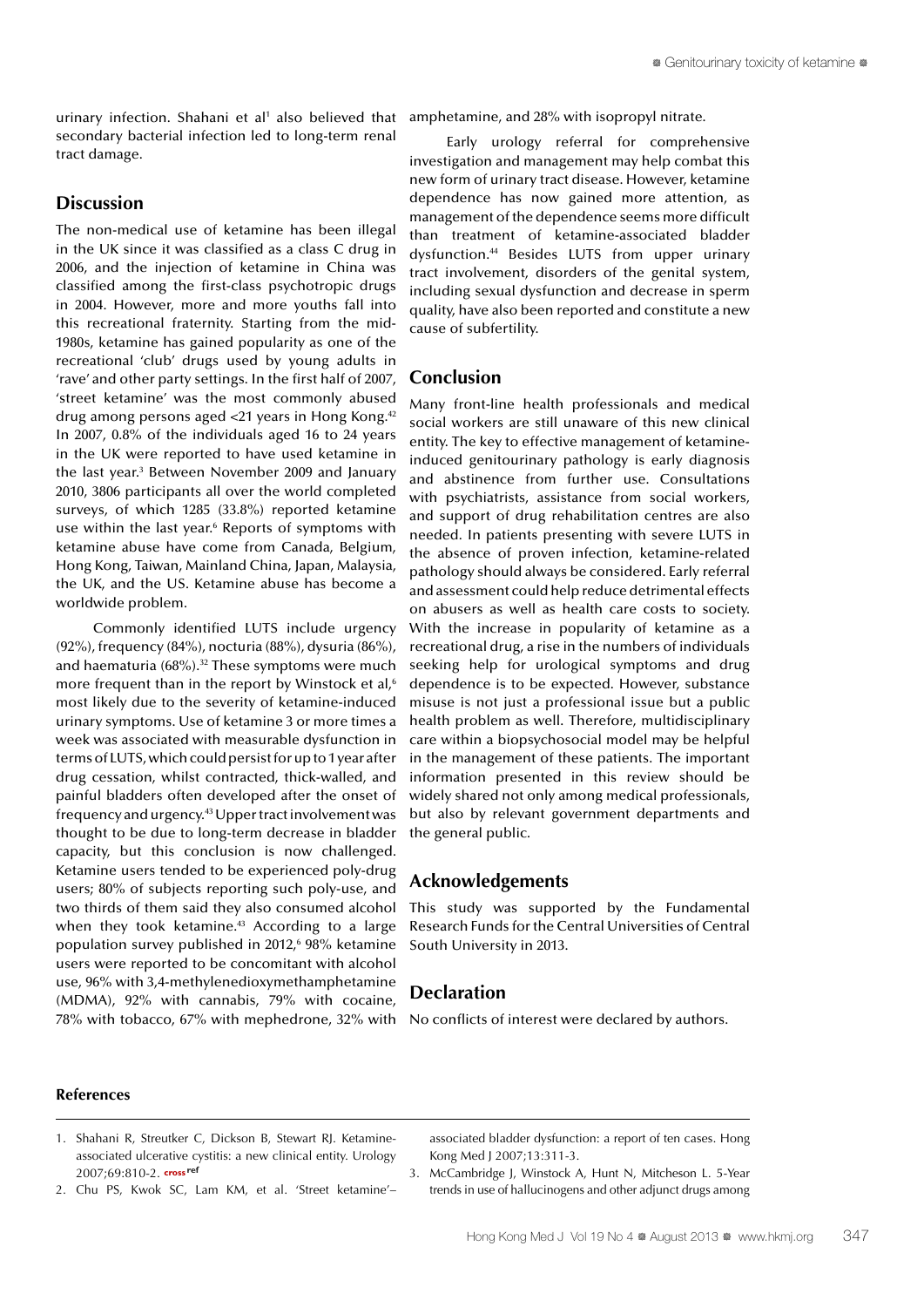urinary infection. Shahani et al[1] also believed that secondary bacterial infection led to long-term renal tract damage.

## Discussion

The non-medical use of ketamine has been illegal in the UK since it was classified as a class C drug in 2006, and the injection of ketamine in China was classified among the first-class psychotropic drugs in 2004. However, more and more youths fall into this recreational fraternity. Starting from the mid-1980s, ketamine has gained popularity as one of the recreational 'club' drugs used by young adults in 'rave' and other party settings. In the first half of 2007, 'street ketamine' was the most commonly abused drug among persons aged <21 years in Hong Kong.[42] In 2007, 0.8% of the individuals aged 16 to 24 years in the UK were reported to have used ketamine in the last year.[3] Between November 2009 and January 2010, 3806 participants all over the world completed surveys, of which 1285 (33.8%) reported ketamine use within the last year.[6] Reports of symptoms with ketamine abuse have come from Canada, Belgium, Hong Kong, Taiwan, Mainland China, Japan, Malaysia, the UK, and the US. Ketamine abuse has become a worldwide problem.

Commonly identified LUTS include urgency (92%), frequency (84%), nocturia (88%), dysuria (86%), and haematuria (68%).[32] These symptoms were much more frequent than in the report by Winstock et al,[6] most likely due to the severity of ketamine-induced urinary symptoms. Use of ketamine 3 or more times a week was associated with measurable dysfunction in terms of LUTS, which could persist for up to 1 year after drug cessation, whilst contracted, thick-walled, and painful bladders often developed after the onset of frequency and urgency.[43] Upper tract involvement was thought to be due to long-term decrease in bladder capacity, but this conclusion is now challenged. Ketamine users tended to be experienced poly-drug users; 80% of subjects reporting such poly-use, and two thirds of them said they also consumed alcohol when they took ketamine.[43] According to a large population survey published in 2012,[6] 98% ketamine users were reported to be concomitant with alcohol use, 96% with 3,4-methylenedioxymethamphetamine (MDMA), 92% with cannabis, 79% with cocaine, 78% with tobacco, 67% with mephedrone, 32% with amphetamine, and 28% with isopropyl nitrate.

Early urology referral for comprehensive investigation and management may help combat this new form of urinary tract disease. However, ketamine dependence has now gained more attention, as management of the dependence seems more difficult than treatment of ketamine-associated bladder dysfunction.[44] Besides LUTS from upper urinary tract involvement, disorders of the genital system, including sexual dysfunction and decrease in sperm quality, have also been reported and constitute a new cause of subfertility.

## Conclusion

Many front-line health professionals and medical social workers are still unaware of this new clinical entity. The key to effective management of ketamine-induced genitourinary pathology is early diagnosis and abstinence from further use. Consultations with psychiatrists, assistance from social workers, and support of drug rehabilitation centres are also needed. In patients presenting with severe LUTS in the absence of proven infection, ketamine-related pathology should always be considered. Early referral and assessment could help reduce detrimental effects on abusers as well as health care costs to society. With the increase in popularity of ketamine as a recreational drug, a rise in the numbers of individuals seeking help for urological symptoms and drug dependence is to be expected. However, substance misuse is not just a professional issue but a public health problem as well. Therefore, multidisciplinary care within a biopsychosocial model may be helpful in the management of these patients. The important information presented in this review should be widely shared not only among medical professionals, but also by relevant government departments and the general public.

## Acknowledgements

This study was supported by the Fundamental Research Funds for the Central Universities of Central South University in 2013.

## Declaration

No conflicts of interest were declared by authors.

## References

1. Shahani R, Streutker C, Dickson B, Stewart RJ. Ketamine-associated ulcerative cystitis: a new clinical entity. Urology 2007;69:810-2.
2. Chu PS, Kwok SC, Lam KM, et al. 'Street ketamine'–associated bladder dysfunction: a report of ten cases. Hong Kong Med J 2007;13:311-3.
3. McCambridge J, Winstock A, Hunt N, Mitcheson L. 5-Year trends in use of hallucinogens and other adjunct drugs among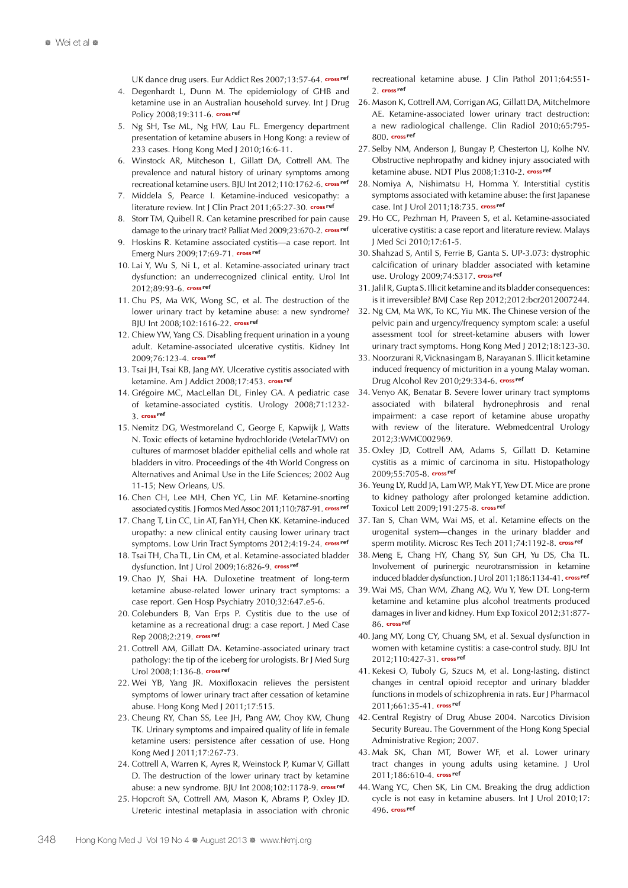UK dance drug users. Eur Addict Res 2007;13:57-64.

4. Degenhardt L, Dunn M. The epidemiology of GHB and ketamine use in an Australian household survey. Int J Drug Policy 2008;19:311-6.
5. Ng SH, Tse ML, Ng HW, Lau FL. Emergency department presentation of ketamine abusers in Hong Kong: a review of 233 cases. Hong Kong Med J 2010;16:6-11.
6. Winstock AR, Mitcheson L, Gillatt DA, Cottrell AM. The prevalence and natural history of urinary symptoms among recreational ketamine users. BJU Int 2012;110:1762-6.
7. Middela S, Pearce I. Ketamine-induced vesicopathy: a literature review. Int J Clin Pract 2011;65:27-30.
8. Storr TM, Quibell R. Can ketamine prescribed for pain cause damage to the urinary tract? Palliat Med 2009;23:670-2.
9. Hoskins R. Ketamine associated cystitis—a case report. Int Emerg Nurs 2009;17:69-71.
10. Lai Y, Wu S, Ni L, et al. Ketamine-associated urinary tract dysfunction: an underrecognized clinical entity. Urol Int 2012;89:93-6.
11. Chu PS, Ma WK, Wong SC, et al. The destruction of the lower urinary tract by ketamine abuse: a new syndrome? BJU Int 2008;102:1616-22.
12. Chiew YW, Yang CS. Disabling frequent urination in a young adult. Ketamine-associated ulcerative cystitis. Kidney Int 2009;76:123-4.
13. Tsai JH, Tsai KB, Jang MY. Ulcerative cystitis associated with ketamine. Am J Addict 2008;17:453.
14. Grégoire MC, MacLellan DL, Finley GA. A pediatric case of ketamine-associated cystitis. Urology 2008;71:1232-3.
15. Nemitz DG, Westmoreland C, George E, Kapwijk J, Watts N. Toxic effects of ketamine hydrochloride (VetelarTMV) on cultures of marmoset bladder epithelial cells and whole rat bladders in vitro. Proceedings of the 4th World Congress on Alternatives and Animal Use in the Life Sciences; 2002 Aug 11-15; New Orleans, US.
16. Chen CH, Lee MH, Chen YC, Lin MF. Ketamine-snorting associated cystitis. J Formos Med Assoc 2011;110:787-91.
17. Chang T, Lin CC, Lin AT, Fan YH, Chen KK. Ketamine-induced uropathy: a new clinical entity causing lower urinary tract symptoms. Low Urin Tract Symptoms 2012;4:19-24.
18. Tsai TH, Cha TL, Lin CM, et al. Ketamine-associated bladder dysfunction. Int J Urol 2009;16:826-9.
19. Chao JY, Shai HA. Duloxetine treatment of long-term ketamine abuse-related lower urinary tract symptoms: a case report. Gen Hosp Psychiatry 2010;32:647.e5-6.
20. Colebunders B, Van Erps P. Cystitis due to the use of ketamine as a recreational drug: a case report. J Med Case Rep 2008;2:219.
21. Cottrell AM, Gillatt DA. Ketamine-associated urinary tract pathology: the tip of the iceberg for urologists. Br J Med Surg Urol 2008;1:136-8.
22. Wei YB, Yang JR. Moxifloxacin relieves the persistent symptoms of lower urinary tract after cessation of ketamine abuse. Hong Kong Med J 2011;17:515.
23. Cheung RY, Chan SS, Lee JH, Pang AW, Choy KW, Chung TK. Urinary symptoms and impaired quality of life in female ketamine users: persistence after cessation of use. Hong Kong Med J 2011;17:267-73.
24. Cottrell A, Warren K, Ayres R, Weinstock P, Kumar V, Gillatt D. The destruction of the lower urinary tract by ketamine abuse: a new syndrome. BJU Int 2008;102:1178-9.
25. Hopcroft SA, Cottrell AM, Mason K, Abrams P, Oxley JD. Ureteric intestinal metaplasia in association with chronic recreational ketamine abuse. J Clin Pathol 2011;64:551-2.
26. Mason K, Cottrell AM, Corrigan AG, Gillatt DA, Mitchelmore AE. Ketamine-associated lower urinary tract destruction: a new radiological challenge. Clin Radiol 2010;65:795-800.
27. Selby NM, Anderson J, Bungay P, Chesterton LJ, Kolhe NV. Obstructive nephropathy and kidney injury associated with ketamine abuse. NDT Plus 2008;1:310-2.
28. Nomiya A, Nishimatsu H, Homma Y. Interstitial cystitis symptoms associated with ketamine abuse: the first Japanese case. Int J Urol 2011;18:735.
29. Ho CC, Pezhman H, Praveen S, et al. Ketamine-associated ulcerative cystitis: a case report and literature review. Malays J Med Sci 2010;17:61-5.
30. Shahzad S, Antil S, Ferrie B, Ganta S. UP-3.073: dystrophic calcification of urinary bladder associated with ketamine use. Urology 2009;74:S317.
31. Jalil R, Gupta S. Illicit ketamine and its bladder consequences: is it irreversible? BMJ Case Rep 2012;2012:bcr2012007244.
32. Ng CM, Ma WK, To KC, Yiu MK. The Chinese version of the pelvic pain and urgency/frequency symptom scale: a useful assessment tool for street-ketamine abusers with lower urinary tract symptoms. Hong Kong Med J 2012;18:123-30.
33. Noorzurani R, Vicknasingam B, Narayanan S. Illicit ketamine induced frequency of micturition in a young Malay woman. Drug Alcohol Rev 2010;29:334-6.
34. Venyo AK, Benatar B. Severe lower urinary tract symptoms associated with bilateral hydronephrosis and renal impairment: a case report of ketamine abuse uropathy with review of the literature. Webmedcentral Urology 2012;3:WMC002969.
35. Oxley JD, Cottrell AM, Adams S, Gillatt D. Ketamine cystitis as a mimic of carcinoma in situ. Histopathology 2009;55:705-8.
36. Yeung LY, Rudd JA, Lam WP, Mak YT, Yew DT. Mice are prone to kidney pathology after prolonged ketamine addiction. Toxicol Lett 2009;191:275-8.
37. Tan S, Chan WM, Wai MS, et al. Ketamine effects on the urogenital system—changes in the urinary bladder and sperm motility. Microsc Res Tech 2011;74:1192-8.
38. Meng E, Chang HY, Chang SY, Sun GH, Yu DS, Cha TL. Involvement of purinergic neurotransmission in ketamine induced bladder dysfunction. J Urol 2011;186:1134-41.
39. Wai MS, Chan WM, Zhang AQ, Wu Y, Yew DT. Long-term ketamine and ketamine plus alcohol treatments produced damages in liver and kidney. Hum Exp Toxicol 2012;31:877-86.
40. Jang MY, Long CY, Chuang SM, et al. Sexual dysfunction in women with ketamine cystitis: a case-control study. BJU Int 2012;110:427-31.
41. Kekesi O, Tuboly G, Szucs M, et al. Long-lasting, distinct changes in central opioid receptor and urinary bladder functions in models of schizophrenia in rats. Eur J Pharmacol 2011;661:35-41.
42. Central Registry of Drug Abuse 2004. Narcotics Division Security Bureau. The Government of the Hong Kong Special Administrative Region; 2007.
43. Mak SK, Chan MT, Bower WF, et al. Lower urinary tract changes in young adults using ketamine. J Urol 2011;186:610-4.
44. Wang YC, Chen SK, Lin CM. Breaking the drug addiction cycle is not easy in ketamine abusers. Int J Urol 2010;17:496.